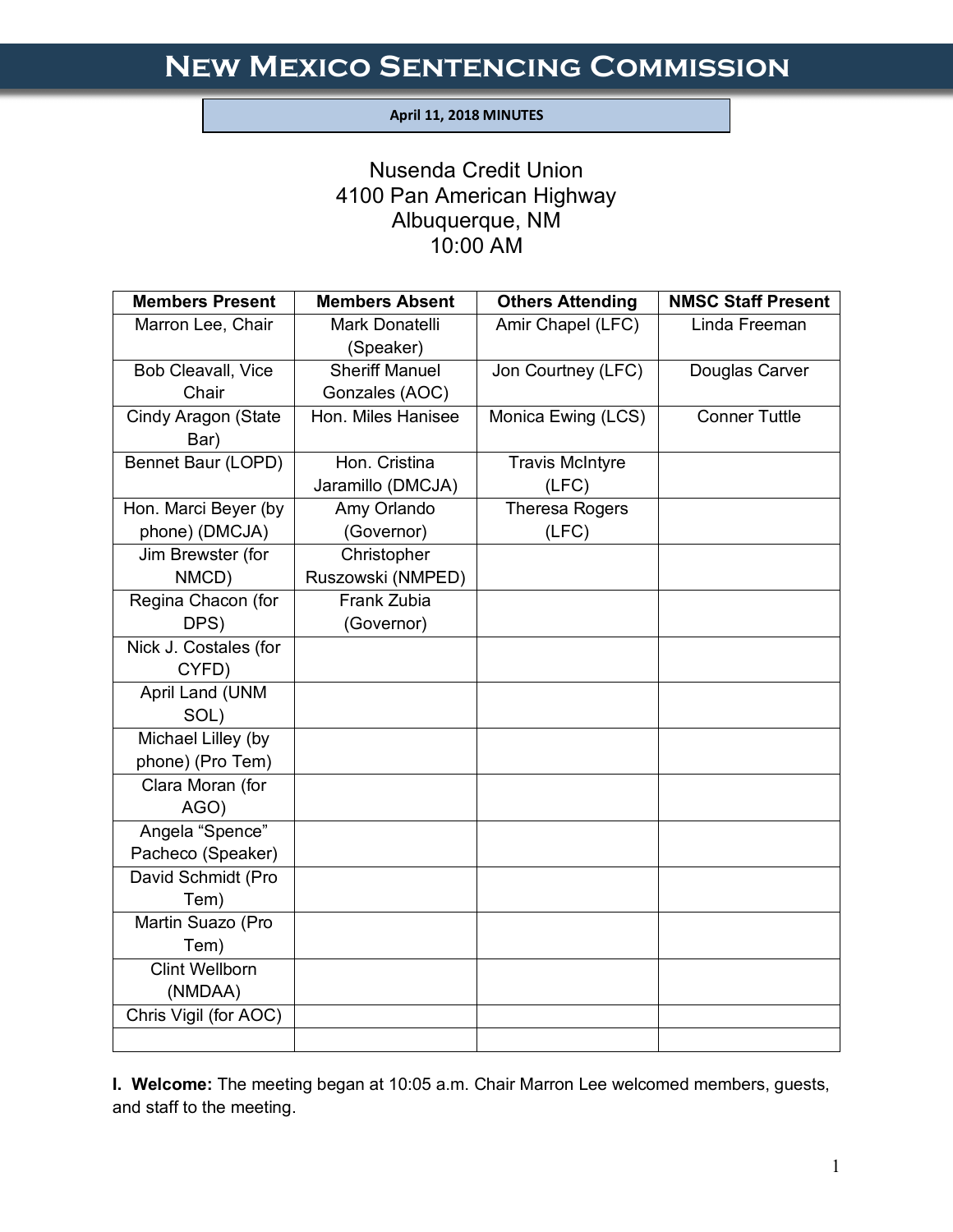# New Mexico Sentencing Commission

**April 11, 2018 MINUTES**

Nusenda Credit Union
4100 Pan American Highway
Albuquerque, NM
10:00 AM

| Members Present | Members Absent | Others Attending | NMSC Staff Present |
|---|---|---|---|
| Marron Lee, Chair | Mark Donatelli (Speaker) | Amir Chapel (LFC) | Linda Freeman |
| Bob Cleavall, Vice Chair | Sheriff Manuel Gonzales (AOC) | Jon Courtney (LFC) | Douglas Carver |
| Cindy Aragon (State Bar) | Hon. Miles Hanisee | Monica Ewing (LCS) | Conner Tuttle |
| Bennet Baur (LOPD) | Hon. Cristina Jaramillo (DMCJA) | Travis McIntyre (LFC) | |
| Hon. Marci Beyer (by phone) (DMCJA) | Amy Orlando (Governor) | Theresa Rogers (LFC) | |
| Jim Brewster (for NMCD) | Christopher Ruszowski (NMPED) | | |
| Regina Chacon (for DPS) | Frank Zubia (Governor) | | |
| Nick J. Costales (for CYFD) | | | |
| April Land (UNM SOL) | | | |
| Michael Lilley (by phone) (Pro Tem) | | | |
| Clara Moran (for AGO) | | | |
| Angela “Spence” Pacheco (Speaker) | | | |
| David Schmidt (Pro Tem) | | | |
| Martin Suazo (Pro Tem) | | | |
| Clint Wellborn (NMDAA) | | | |
| Chris Vigil (for AOC) | | | |
| | | | |

**I. Welcome:** The meeting began at 10:05 a.m. Chair Marron Lee welcomed members, guests, and staff to the meeting.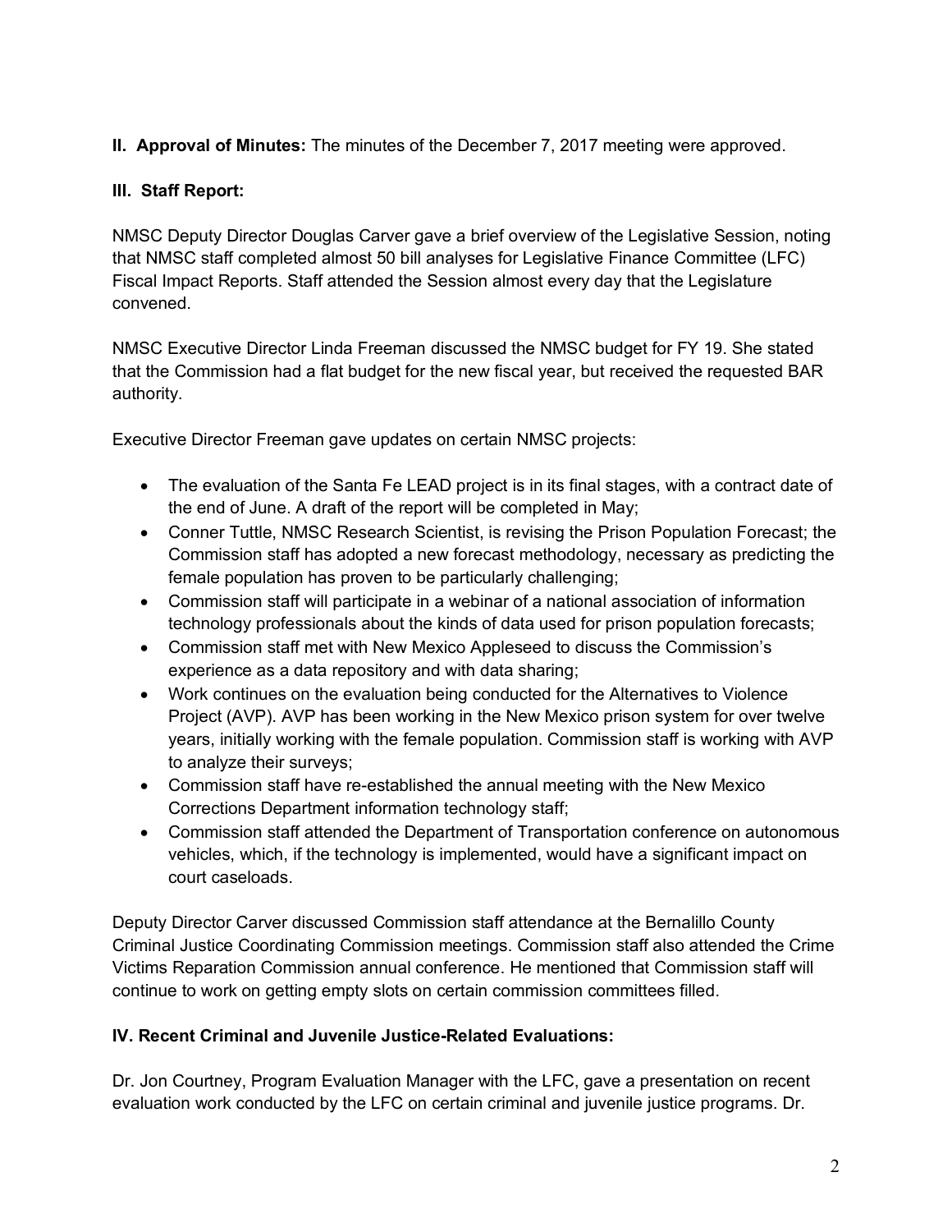**II. Approval of Minutes:** The minutes of the December 7, 2017 meeting were approved.

**III. Staff Report:**

NMSC Deputy Director Douglas Carver gave a brief overview of the Legislative Session, noting that NMSC staff completed almost 50 bill analyses for Legislative Finance Committee (LFC) Fiscal Impact Reports. Staff attended the Session almost every day that the Legislature convened.

NMSC Executive Director Linda Freeman discussed the NMSC budget for FY 19. She stated that the Commission had a flat budget for the new fiscal year, but received the requested BAR authority.

Executive Director Freeman gave updates on certain NMSC projects:

- The evaluation of the Santa Fe LEAD project is in its final stages, with a contract date of the end of June. A draft of the report will be completed in May;
- Conner Tuttle, NMSC Research Scientist, is revising the Prison Population Forecast; the Commission staff has adopted a new forecast methodology, necessary as predicting the female population has proven to be particularly challenging;
- Commission staff will participate in a webinar of a national association of information technology professionals about the kinds of data used for prison population forecasts;
- Commission staff met with New Mexico Appleseed to discuss the Commission's experience as a data repository and with data sharing;
- Work continues on the evaluation being conducted for the Alternatives to Violence Project (AVP). AVP has been working in the New Mexico prison system for over twelve years, initially working with the female population. Commission staff is working with AVP to analyze their surveys;
- Commission staff have re-established the annual meeting with the New Mexico Corrections Department information technology staff;
- Commission staff attended the Department of Transportation conference on autonomous vehicles, which, if the technology is implemented, would have a significant impact on court caseloads.

Deputy Director Carver discussed Commission staff attendance at the Bernalillo County Criminal Justice Coordinating Commission meetings. Commission staff also attended the Crime Victims Reparation Commission annual conference. He mentioned that Commission staff will continue to work on getting empty slots on certain commission committees filled.

**IV. Recent Criminal and Juvenile Justice-Related Evaluations:**

Dr. Jon Courtney, Program Evaluation Manager with the LFC, gave a presentation on recent evaluation work conducted by the LFC on certain criminal and juvenile justice programs. Dr.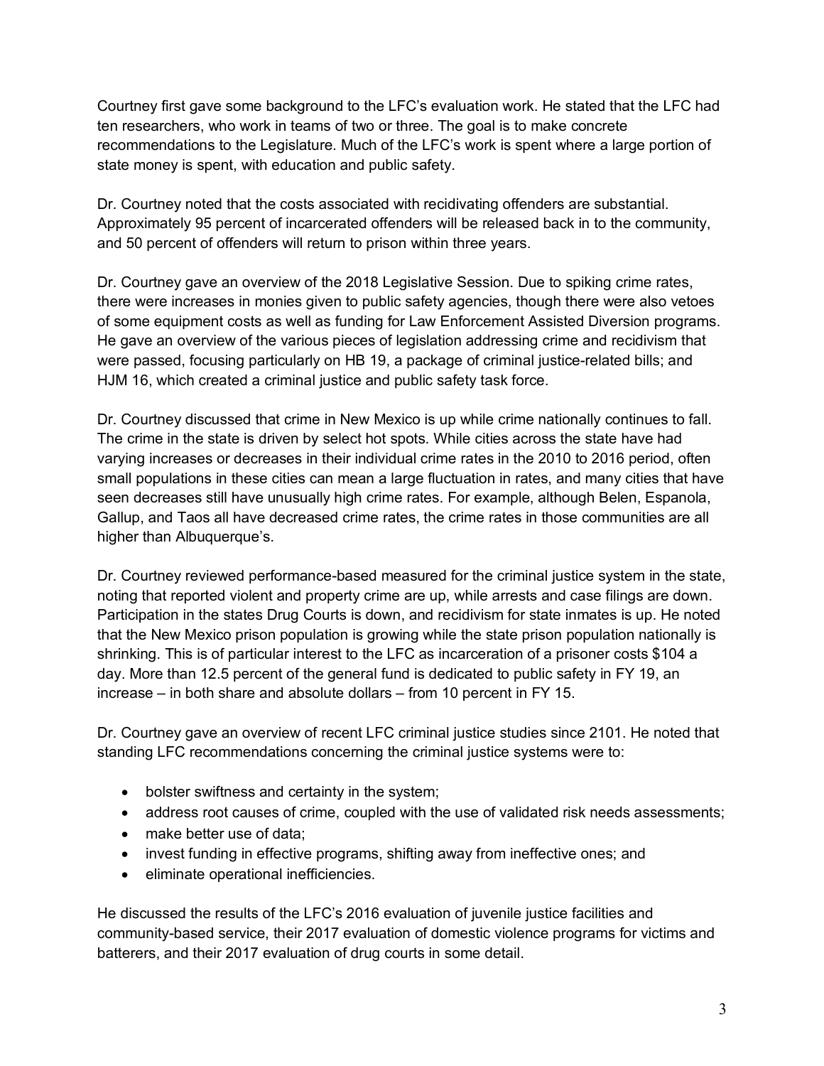Courtney first gave some background to the LFC's evaluation work. He stated that the LFC had ten researchers, who work in teams of two or three. The goal is to make concrete recommendations to the Legislature. Much of the LFC's work is spent where a large portion of state money is spent, with education and public safety.

Dr. Courtney noted that the costs associated with recidivating offenders are substantial. Approximately 95 percent of incarcerated offenders will be released back in to the community, and 50 percent of offenders will return to prison within three years.

Dr. Courtney gave an overview of the 2018 Legislative Session. Due to spiking crime rates, there were increases in monies given to public safety agencies, though there were also vetoes of some equipment costs as well as funding for Law Enforcement Assisted Diversion programs. He gave an overview of the various pieces of legislation addressing crime and recidivism that were passed, focusing particularly on HB 19, a package of criminal justice-related bills; and HJM 16, which created a criminal justice and public safety task force.

Dr. Courtney discussed that crime in New Mexico is up while crime nationally continues to fall. The crime in the state is driven by select hot spots. While cities across the state have had varying increases or decreases in their individual crime rates in the 2010 to 2016 period, often small populations in these cities can mean a large fluctuation in rates, and many cities that have seen decreases still have unusually high crime rates. For example, although Belen, Espanola, Gallup, and Taos all have decreased crime rates, the crime rates in those communities are all higher than Albuquerque's.

Dr. Courtney reviewed performance-based measured for the criminal justice system in the state, noting that reported violent and property crime are up, while arrests and case filings are down. Participation in the states Drug Courts is down, and recidivism for state inmates is up. He noted that the New Mexico prison population is growing while the state prison population nationally is shrinking. This is of particular interest to the LFC as incarceration of a prisoner costs $104 a day. More than 12.5 percent of the general fund is dedicated to public safety in FY 19, an increase – in both share and absolute dollars – from 10 percent in FY 15.

Dr. Courtney gave an overview of recent LFC criminal justice studies since 2101. He noted that standing LFC recommendations concerning the criminal justice systems were to:

- bolster swiftness and certainty in the system;
- address root causes of crime, coupled with the use of validated risk needs assessments;
- make better use of data;
- invest funding in effective programs, shifting away from ineffective ones; and
- eliminate operational inefficiencies.

He discussed the results of the LFC's 2016 evaluation of juvenile justice facilities and community-based service, their 2017 evaluation of domestic violence programs for victims and batterers, and their 2017 evaluation of drug courts in some detail.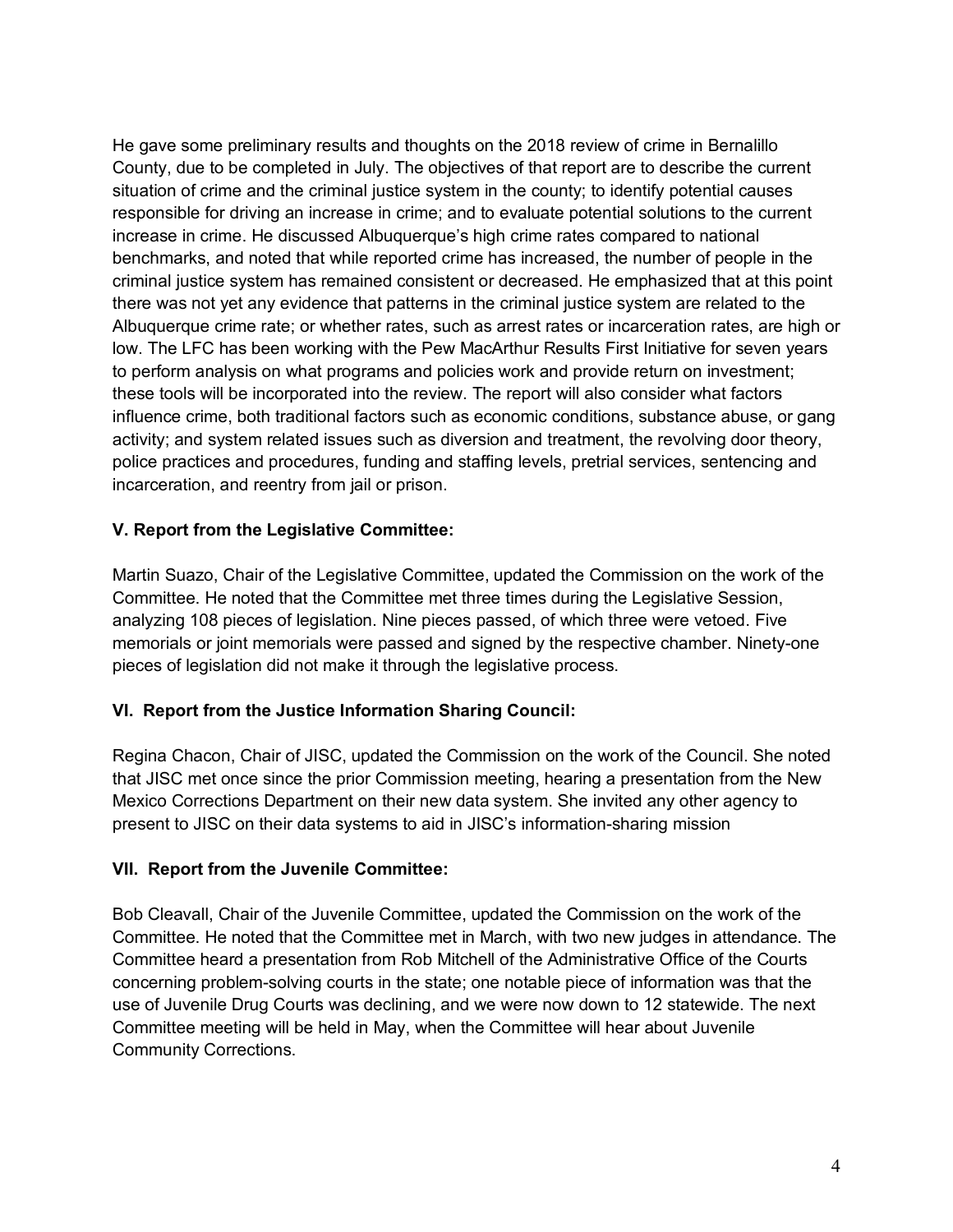He gave some preliminary results and thoughts on the 2018 review of crime in Bernalillo County, due to be completed in July. The objectives of that report are to describe the current situation of crime and the criminal justice system in the county; to identify potential causes responsible for driving an increase in crime; and to evaluate potential solutions to the current increase in crime. He discussed Albuquerque's high crime rates compared to national benchmarks, and noted that while reported crime has increased, the number of people in the criminal justice system has remained consistent or decreased. He emphasized that at this point there was not yet any evidence that patterns in the criminal justice system are related to the Albuquerque crime rate; or whether rates, such as arrest rates or incarceration rates, are high or low. The LFC has been working with the Pew MacArthur Results First Initiative for seven years to perform analysis on what programs and policies work and provide return on investment; these tools will be incorporated into the review. The report will also consider what factors influence crime, both traditional factors such as economic conditions, substance abuse, or gang activity; and system related issues such as diversion and treatment, the revolving door theory, police practices and procedures, funding and staffing levels, pretrial services, sentencing and incarceration, and reentry from jail or prison.

### V. Report from the Legislative Committee:

Martin Suazo, Chair of the Legislative Committee, updated the Commission on the work of the Committee. He noted that the Committee met three times during the Legislative Session, analyzing 108 pieces of legislation. Nine pieces passed, of which three were vetoed. Five memorials or joint memorials were passed and signed by the respective chamber. Ninety-one pieces of legislation did not make it through the legislative process.

### VI. Report from the Justice Information Sharing Council:

Regina Chacon, Chair of JISC, updated the Commission on the work of the Council. She noted that JISC met once since the prior Commission meeting, hearing a presentation from the New Mexico Corrections Department on their new data system. She invited any other agency to present to JISC on their data systems to aid in JISC's information-sharing mission

### VII. Report from the Juvenile Committee:

Bob Cleavall, Chair of the Juvenile Committee, updated the Commission on the work of the Committee. He noted that the Committee met in March, with two new judges in attendance. The Committee heard a presentation from Rob Mitchell of the Administrative Office of the Courts concerning problem-solving courts in the state; one notable piece of information was that the use of Juvenile Drug Courts was declining, and we were now down to 12 statewide. The next Committee meeting will be held in May, when the Committee will hear about Juvenile Community Corrections.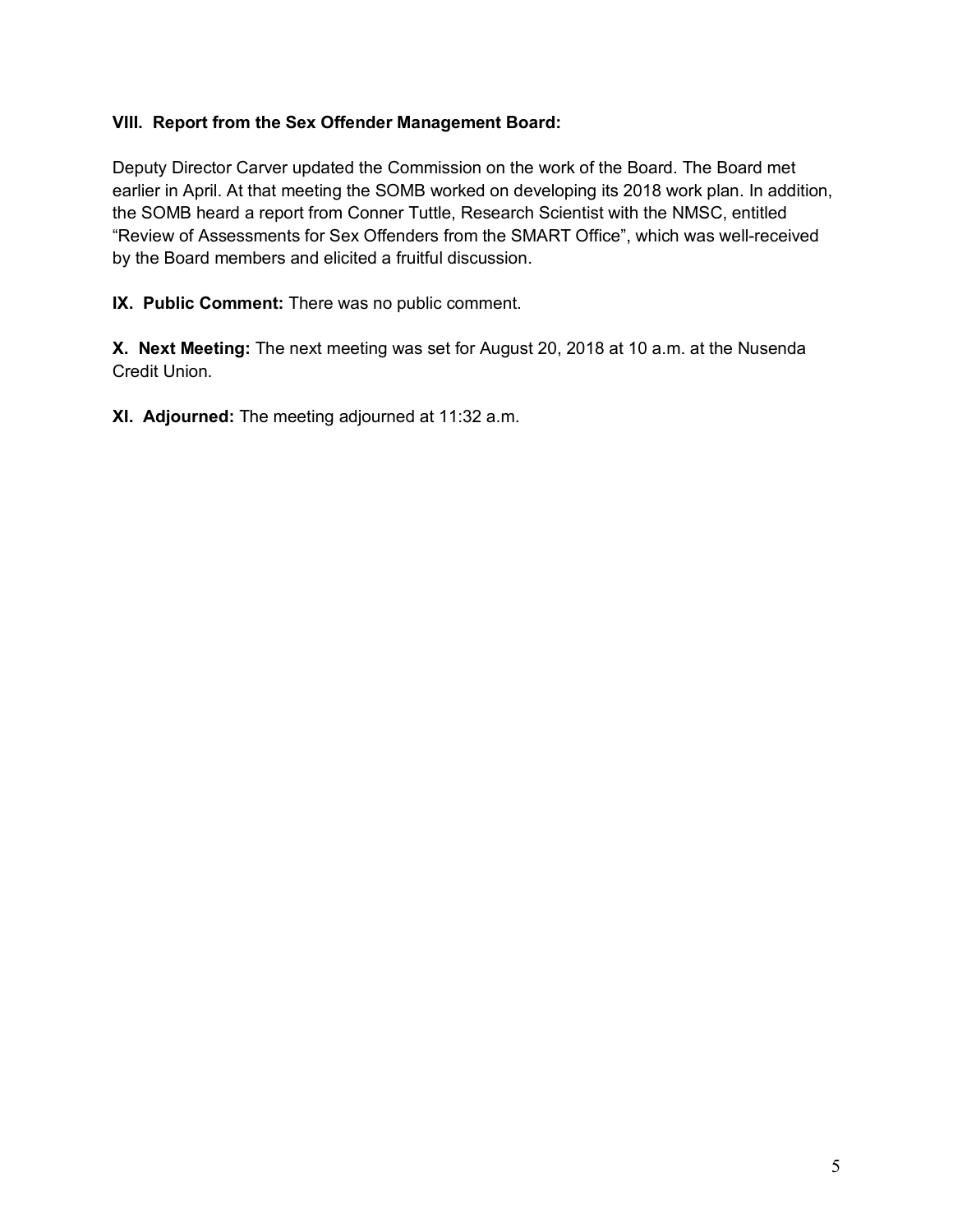**VIII. Report from the Sex Offender Management Board:**

Deputy Director Carver updated the Commission on the work of the Board. The Board met earlier in April. At that meeting the SOMB worked on developing its 2018 work plan. In addition, the SOMB heard a report from Conner Tuttle, Research Scientist with the NMSC, entitled "Review of Assessments for Sex Offenders from the SMART Office", which was well-received by the Board members and elicited a fruitful discussion.

**IX. Public Comment:** There was no public comment.

**X. Next Meeting:** The next meeting was set for August 20, 2018 at 10 a.m. at the Nusenda Credit Union.

**XI. Adjourned:** The meeting adjourned at 11:32 a.m.